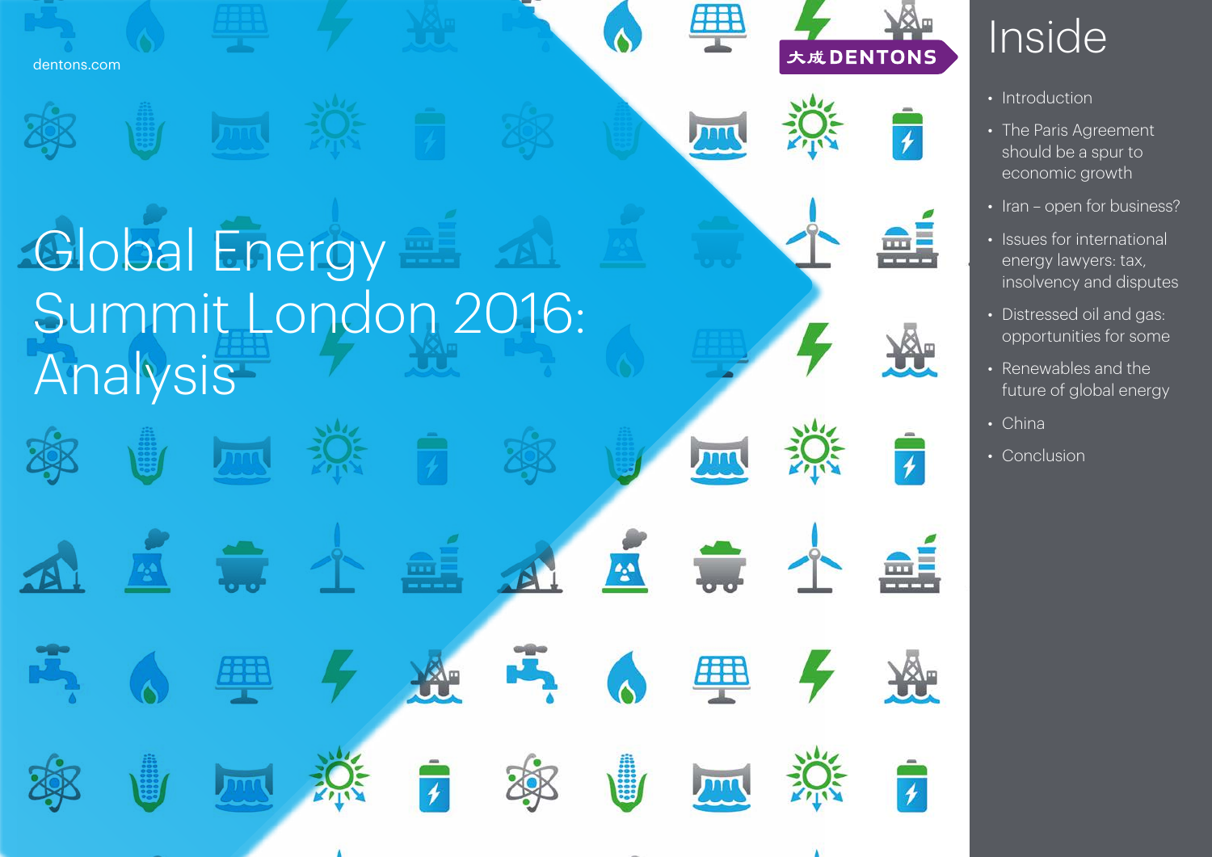dentons.com

大成 DENTONS

# Global Energy Summit London 2016: Analysis

## Inside

- Introduction
- The Paris Agreement should be a spur to economic growth
- Iran – open for business?
- Issues for international energy lawyers: tax, insolvency and disputes
- Distressed oil and gas: opportunities for some
- Renewables and the future of global energy
- China
- Conclusion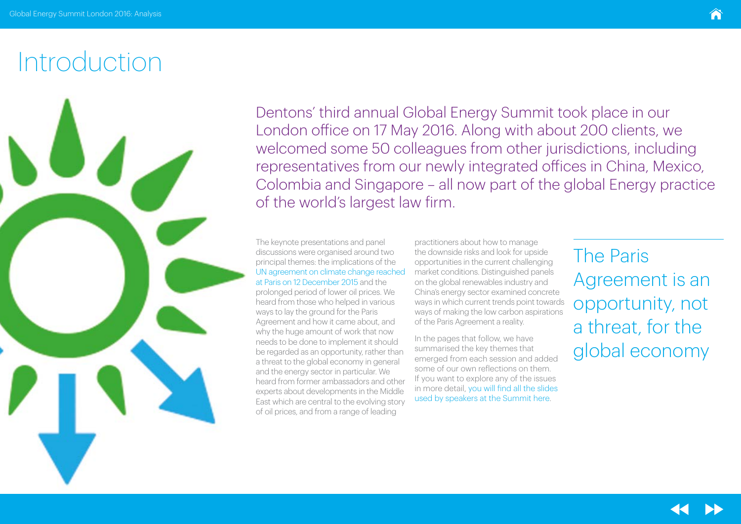# Introduction

Dentons' third annual Global Energy Summit took place in our London office on 17 May 2016. Along with about 200 clients, we welcomed some 50 colleagues from other jurisdictions, including representatives from our newly integrated offices in China, Mexico, Colombia and Singapore – all now part of the global Energy practice of the world's largest law firm.

The keynote presentations and panel discussions were organised around two principal themes: the implications of the UN agreement on climate change reached at Paris on 12 December 2015 and the prolonged period of lower oil prices. We heard from those who helped in various ways to lay the ground for the Paris Agreement and how it came about, and why the huge amount of work that now needs to be done to implement it should be regarded as an opportunity, rather than a threat to the global economy in general and the energy sector in particular. We heard from former ambassadors and other experts about developments in the Middle East which are central to the evolving story of oil prices, and from a range of leading practitioners about how to manage the downside risks and look for upside opportunities in the current challenging market conditions. Distinguished panels on the global renewables industry and China's energy sector examined concrete ways in which current trends point towards ways of making the low carbon aspirations of the Paris Agreement a reality.

In the pages that follow, we have summarised the key themes that emerged from each session and added some of our own reflections on them. If you want to explore any of the issues in more detail, you will find all the slides used by speakers at the Summit here.

> The Paris Agreement is an opportunity, not a threat, for the global economy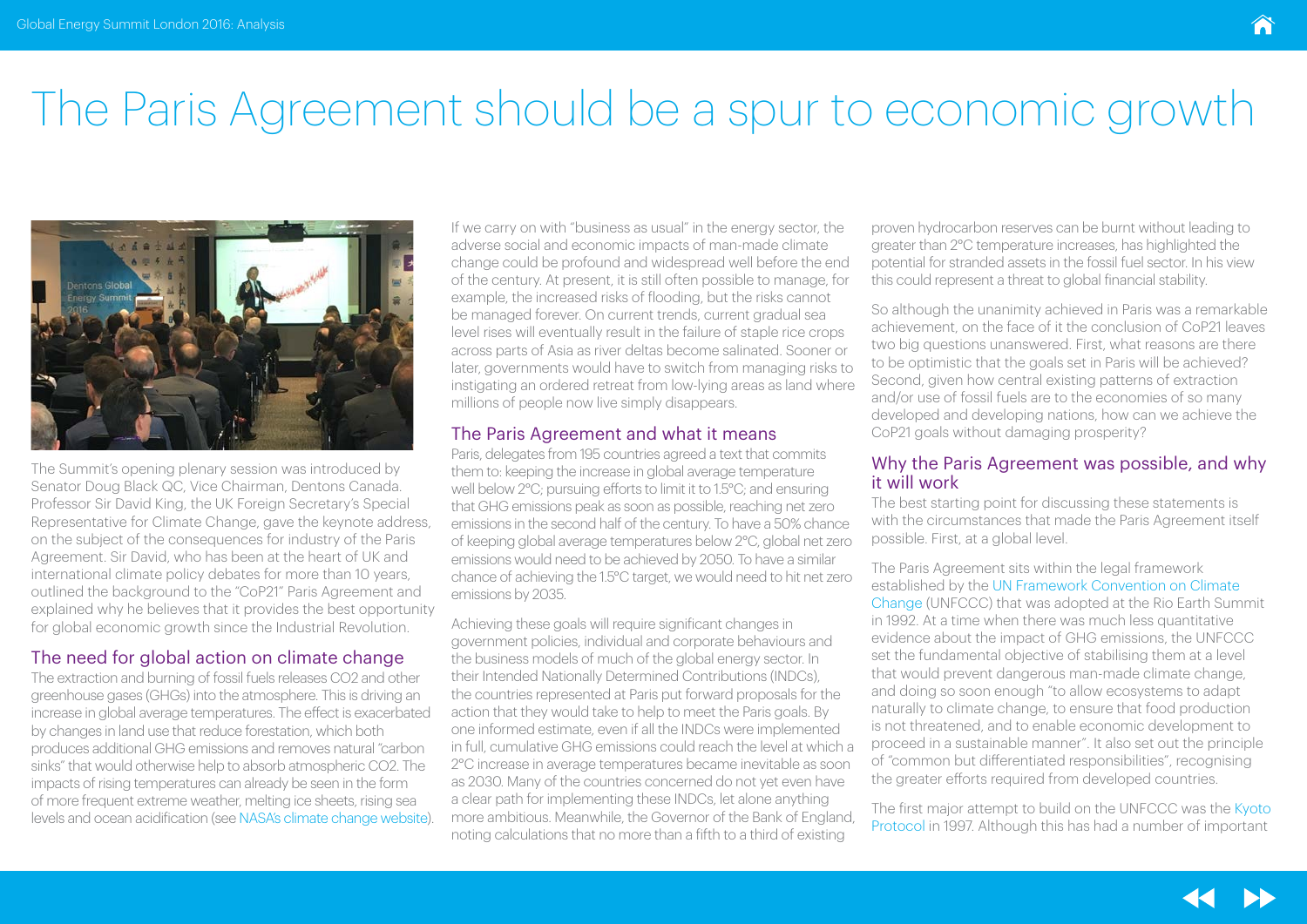# The Paris Agreement should be a spur to economic growth

The Summit's opening plenary session was introduced by Senator Doug Black QC, Vice Chairman, Dentons Canada. Professor Sir David King, the UK Foreign Secretary's Special Representative for Climate Change, gave the keynote address, on the subject of the consequences for industry of the Paris Agreement. Sir David, who has been at the heart of UK and international climate policy debates for more than 10 years, outlined the background to the "CoP21" Paris Agreement and explained why he believes that it provides the best opportunity for global economic growth since the Industrial Revolution.

## The need for global action on climate change

The extraction and burning of fossil fuels releases $CO_2$ and other greenhouse gases (GHGs) into the atmosphere. This is driving an increase in global average temperatures. The effect is exacerbated by changes in land use that reduce forestation, which both produces additional GHG emissions and removes natural "carbon sinks" that would otherwise help to absorb atmospheric $CO_2$. The impacts of rising temperatures can already be seen in the form of more frequent extreme weather, melting ice sheets, rising sea levels and ocean acidification (see NASA's climate change website).

If we carry on with "business as usual" in the energy sector, the adverse social and economic impacts of man-made climate change could be profound and widespread well before the end of the century. At present, it is still often possible to manage, for example, the increased risks of flooding, but the risks cannot be managed forever. On current trends, current gradual sea level rises will eventually result in the failure of staple rice crops across parts of Asia as river deltas become salinated. Sooner or later, governments would have to switch from managing risks to instigating an ordered retreat from low-lying areas as land where millions of people now live simply disappears.

## The Paris Agreement and what it means

Paris, delegates from 195 countries agreed a text that commits them to: keeping the increase in global average temperature well below 2°C; pursuing efforts to limit it to 1.5°C; and ensuring that GHG emissions peak as soon as possible, reaching net zero emissions in the second half of the century. To have a 50% chance of keeping global average temperatures below 2°C, global net zero emissions would need to be achieved by 2050. To have a similar chance of achieving the 1.5°C target, we would need to hit net zero emissions by 2035.

Achieving these goals will require significant changes in government policies, individual and corporate behaviours and the business models of much of the global energy sector. In their Intended Nationally Determined Contributions (INDCs), the countries represented at Paris put forward proposals for the action that they would take to help to meet the Paris goals. By one informed estimate, even if all the INDCs were implemented in full, cumulative GHG emissions could reach the level at which a 2°C increase in average temperatures became inevitable as soon as 2030. Many of the countries concerned do not yet even have a clear path for implementing these INDCs, let alone anything more ambitious. Meanwhile, the Governor of the Bank of England, noting calculations that no more than a fifth to a third of existing proven hydrocarbon reserves can be burnt without leading to greater than 2°C temperature increases, has highlighted the potential for stranded assets in the fossil fuel sector. In his view this could represent a threat to global financial stability.

So although the unanimity achieved in Paris was a remarkable achievement, on the face of it the conclusion of CoP21 leaves two big questions unanswered. First, what reasons are there to be optimistic that the goals set in Paris will be achieved? Second, given how central existing patterns of extraction and/or use of fossil fuels are to the economies of so many developed and developing nations, how can we achieve the CoP21 goals without damaging prosperity?

## Why the Paris Agreement was possible, and why it will work

The best starting point for discussing these statements is with the circumstances that made the Paris Agreement itself possible. First, at a global level.

The Paris Agreement sits within the legal framework established by the UN Framework Convention on Climate Change (UNFCCC) that was adopted at the Rio Earth Summit in 1992. At a time when there was much less quantitative evidence about the impact of GHG emissions, the UNFCCC set the fundamental objective of stabilising them at a level that would prevent dangerous man-made climate change, and doing so soon enough "to allow ecosystems to adapt naturally to climate change, to ensure that food production is not threatened, and to enable economic development to proceed in a sustainable manner". It also set out the principle of "common but differentiated responsibilities", recognising the greater efforts required from developed countries.

The first major attempt to build on the UNFCCC was the Kyoto Protocol in 1997. Although this has had a number of important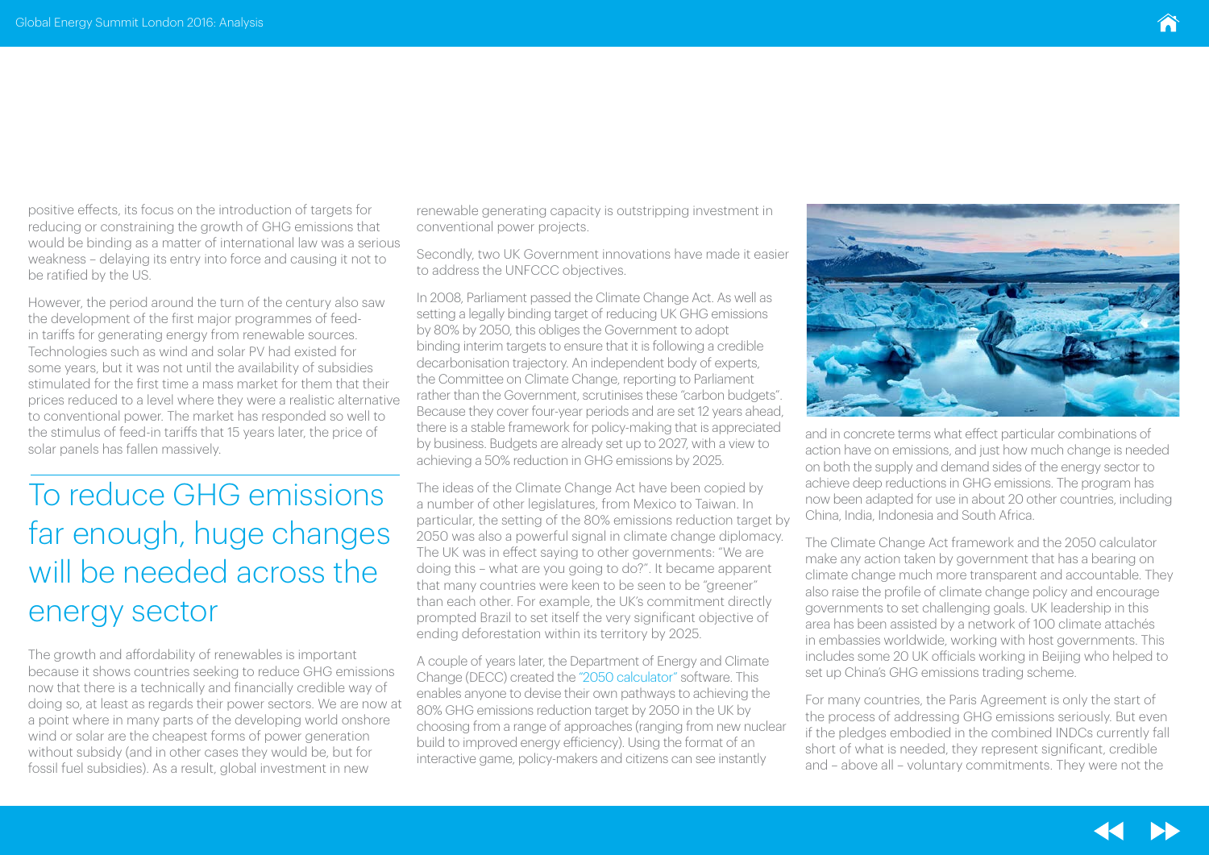positive effects, its focus on the introduction of targets for reducing or constraining the growth of GHG emissions that would be binding as a matter of international law was a serious weakness – delaying its entry into force and causing it not to be ratified by the US.

However, the period around the turn of the century also saw the development of the first major programmes of feed-in tariffs for generating energy from renewable sources. Technologies such as wind and solar PV had existed for some years, but it was not until the availability of subsidies stimulated for the first time a mass market for them that their prices reduced to a level where they were a realistic alternative to conventional power. The market has responded so well to the stimulus of feed-in tariffs that 15 years later, the price of solar panels has fallen massively.

## To reduce GHG emissions far enough, huge changes will be needed across the energy sector

The growth and affordability of renewables is important because it shows countries seeking to reduce GHG emissions now that there is a technically and financially credible way of doing so, at least as regards their power sectors. We are now at a point where in many parts of the developing world onshore wind or solar are the cheapest forms of power generation without subsidy (and in other cases they would be, but for fossil fuel subsidies). As a result, global investment in new renewable generating capacity is outstripping investment in conventional power projects.

Secondly, two UK Government innovations have made it easier to address the UNFCCC objectives.

In 2008, Parliament passed the Climate Change Act. As well as setting a legally binding target of reducing UK GHG emissions by 80% by 2050, this obliges the Government to adopt binding interim targets to ensure that it is following a credible decarbonisation trajectory. An independent body of experts, the Committee on Climate Change, reporting to Parliament rather than the Government, scrutinises these "carbon budgets". Because they cover four-year periods and are set 12 years ahead, there is a stable framework for policy-making that is appreciated by business. Budgets are already set up to 2027, with a view to achieving a 50% reduction in GHG emissions by 2025.

The ideas of the Climate Change Act have been copied by a number of other legislatures, from Mexico to Taiwan. In particular, the setting of the 80% emissions reduction target by 2050 was also a powerful signal in climate change diplomacy. The UK was in effect saying to other governments: "We are doing this – what are you going to do?". It became apparent that many countries were keen to be seen to be "greener" than each other. For example, the UK's commitment directly prompted Brazil to set itself the very significant objective of ending deforestation within its territory by 2025.

A couple of years later, the Department of Energy and Climate Change (DECC) created the "2050 calculator" software. This enables anyone to devise their own pathways to achieving the 80% GHG emissions reduction target by 2050 in the UK by choosing from a range of approaches (ranging from new nuclear build to improved energy efficiency). Using the format of an interactive game, policy-makers and citizens can see instantly and in concrete terms what effect particular combinations of action have on emissions, and just how much change is needed on both the supply and demand sides of the energy sector to achieve deep reductions in GHG emissions. The program has now been adapted for use in about 20 other countries, including China, India, Indonesia and South Africa.

The Climate Change Act framework and the 2050 calculator make any action taken by government that has a bearing on climate change much more transparent and accountable. They also raise the profile of climate change policy and encourage governments to set challenging goals. UK leadership in this area has been assisted by a network of 100 climate attachés in embassies worldwide, working with host governments. This includes some 20 UK officials working in Beijing who helped to set up China's GHG emissions trading scheme.

For many countries, the Paris Agreement is only the start of the process of addressing GHG emissions seriously. But even if the pledges embodied in the combined INDCs currently fall short of what is needed, they represent significant, credible and – above all – voluntary commitments. They were not the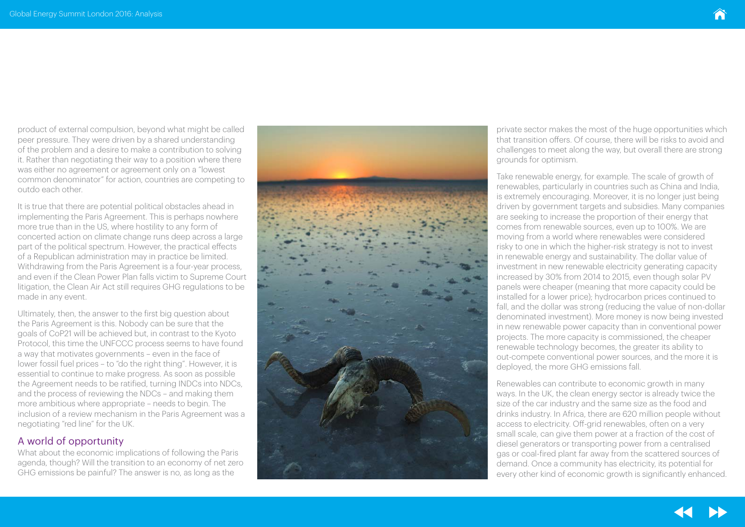product of external compulsion, beyond what might be called peer pressure. They were driven by a shared understanding of the problem and a desire to make a contribution to solving it. Rather than negotiating their way to a position where there was either no agreement or agreement only on a "lowest common denominator" for action, countries are competing to outdo each other.

It is true that there are potential political obstacles ahead in implementing the Paris Agreement. This is perhaps nowhere more true than in the US, where hostility to any form of concerted action on climate change runs deep across a large part of the political spectrum. However, the practical effects of a Republican administration may in practice be limited. Withdrawing from the Paris Agreement is a four-year process, and even if the Clean Power Plan falls victim to Supreme Court litigation, the Clean Air Act still requires GHG regulations to be made in any event.

Ultimately, then, the answer to the first big question about the Paris Agreement is this. Nobody can be sure that the goals of CoP21 will be achieved but, in contrast to the Kyoto Protocol, this time the UNFCCC process seems to have found a way that motivates governments – even in the face of lower fossil fuel prices – to "do the right thing". However, it is essential to continue to make progress. As soon as possible the Agreement needs to be ratified, turning INDCs into NDCs, and the process of reviewing the NDCs – and making them more ambitious where appropriate – needs to begin. The inclusion of a review mechanism in the Paris Agreement was a negotiating "red line" for the UK.

## A world of opportunity

What about the economic implications of following the Paris agenda, though? Will the transition to an economy of net zero GHG emissions be painful? The answer is no, as long as the private sector makes the most of the huge opportunities which that transition offers. Of course, there will be risks to avoid and challenges to meet along the way, but overall there are strong grounds for optimism.

Take renewable energy, for example. The scale of growth of renewables, particularly in countries such as China and India, is extremely encouraging. Moreover, it is no longer just being driven by government targets and subsidies. Many companies are seeking to increase the proportion of their energy that comes from renewable sources, even up to 100%. We are moving from a world where renewables were considered risky to one in which the higher-risk strategy is not to invest in renewable energy and sustainability. The dollar value of investment in new renewable electricity generating capacity increased by 30% from 2014 to 2015, even though solar PV panels were cheaper (meaning that more capacity could be installed for a lower price); hydrocarbon prices continued to fall, and the dollar was strong (reducing the value of non-dollar denominated investment). More money is now being invested in new renewable power capacity than in conventional power projects. The more capacity is commissioned, the cheaper renewable technology becomes, the greater its ability to out-compete conventional power sources, and the more it is deployed, the more GHG emissions fall.

Renewables can contribute to economic growth in many ways. In the UK, the clean energy sector is already twice the size of the car industry and the same size as the food and drinks industry. In Africa, there are 620 million people without access to electricity. Off-grid renewables, often on a very small scale, can give them power at a fraction of the cost of diesel generators or transporting power from a centralised gas or coal-fired plant far away from the scattered sources of demand. Once a community has electricity, its potential for every other kind of economic growth is significantly enhanced.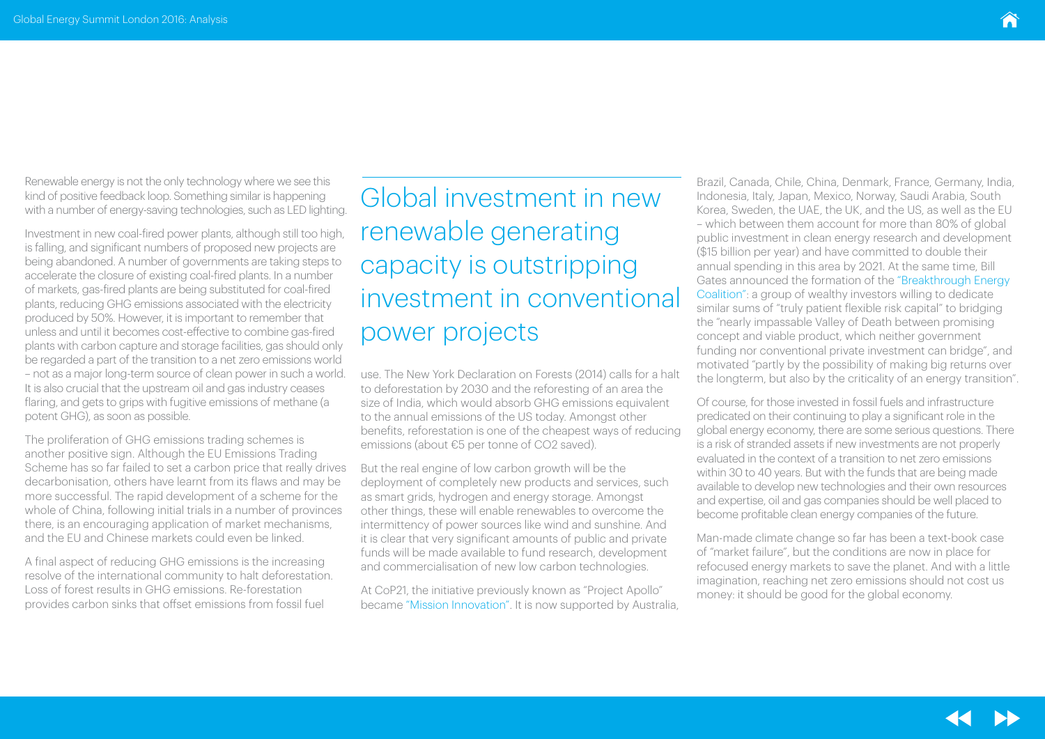Renewable energy is not the only technology where we see this kind of positive feedback loop. Something similar is happening with a number of energy-saving technologies, such as LED lighting.

Investment in new coal-fired power plants, although still too high, is falling, and significant numbers of proposed new projects are being abandoned. A number of governments are taking steps to accelerate the closure of existing coal-fired plants. In a number of markets, gas-fired plants are being substituted for coal-fired plants, reducing GHG emissions associated with the electricity produced by 50%. However, it is important to remember that unless and until it becomes cost-effective to combine gas-fired plants with carbon capture and storage facilities, gas should only be regarded a part of the transition to a net zero emissions world – not as a major long-term source of clean power in such a world. It is also crucial that the upstream oil and gas industry ceases flaring, and gets to grips with fugitive emissions of methane (a potent GHG), as soon as possible.

The proliferation of GHG emissions trading schemes is another positive sign. Although the EU Emissions Trading Scheme has so far failed to set a carbon price that really drives decarbonisation, others have learnt from its flaws and may be more successful. The rapid development of a scheme for the whole of China, following initial trials in a number of provinces there, is an encouraging application of market mechanisms, and the EU and Chinese markets could even be linked.

A final aspect of reducing GHG emissions is the increasing resolve of the international community to halt deforestation. Loss of forest results in GHG emissions. Re-forestation provides carbon sinks that offset emissions from fossil fuel use. The New York Declaration on Forests (2014) calls for a halt to deforestation by 2030 and the reforesting of an area the size of India, which would absorb GHG emissions equivalent to the annual emissions of the US today. Amongst other benefits, reforestation is one of the cheapest ways of reducing emissions (about €5 per tonne of CO2 saved).

## Global investment in new renewable generating capacity is outstripping investment in conventional power projects

But the real engine of low carbon growth will be the deployment of completely new products and services, such as smart grids, hydrogen and energy storage. Amongst other things, these will enable renewables to overcome the intermittency of power sources like wind and sunshine. And it is clear that very significant amounts of public and private funds will be made available to fund research, development and commercialisation of new low carbon technologies.

At CoP21, the initiative previously known as "Project Apollo" became "Mission Innovation". It is now supported by Australia, Brazil, Canada, Chile, China, Denmark, France, Germany, India, Indonesia, Italy, Japan, Mexico, Norway, Saudi Arabia, South Korea, Sweden, the UAE, the UK, and the US, as well as the EU – which between them account for more than 80% of global public investment in clean energy research and development ($15 billion per year) and have committed to double their annual spending in this area by 2021. At the same time, Bill Gates announced the formation of the "Breakthrough Energy Coalition": a group of wealthy investors willing to dedicate similar sums of "truly patient flexible risk capital" to bridging the "nearly impassable Valley of Death between promising concept and viable product, which neither government funding nor conventional private investment can bridge", and motivated "partly by the possibility of making big returns over the longterm, but also by the criticality of an energy transition".

Of course, for those invested in fossil fuels and infrastructure predicated on their continuing to play a significant role in the global energy economy, there are some serious questions. There is a risk of stranded assets if new investments are not properly evaluated in the context of a transition to net zero emissions within 30 to 40 years. But with the funds that are being made available to develop new technologies and their own resources and expertise, oil and gas companies should be well placed to become profitable clean energy companies of the future.

Man-made climate change so far has been a text-book case of "market failure", but the conditions are now in place for refocused energy markets to save the planet. And with a little imagination, reaching net zero emissions should not cost us money: it should be good for the global economy.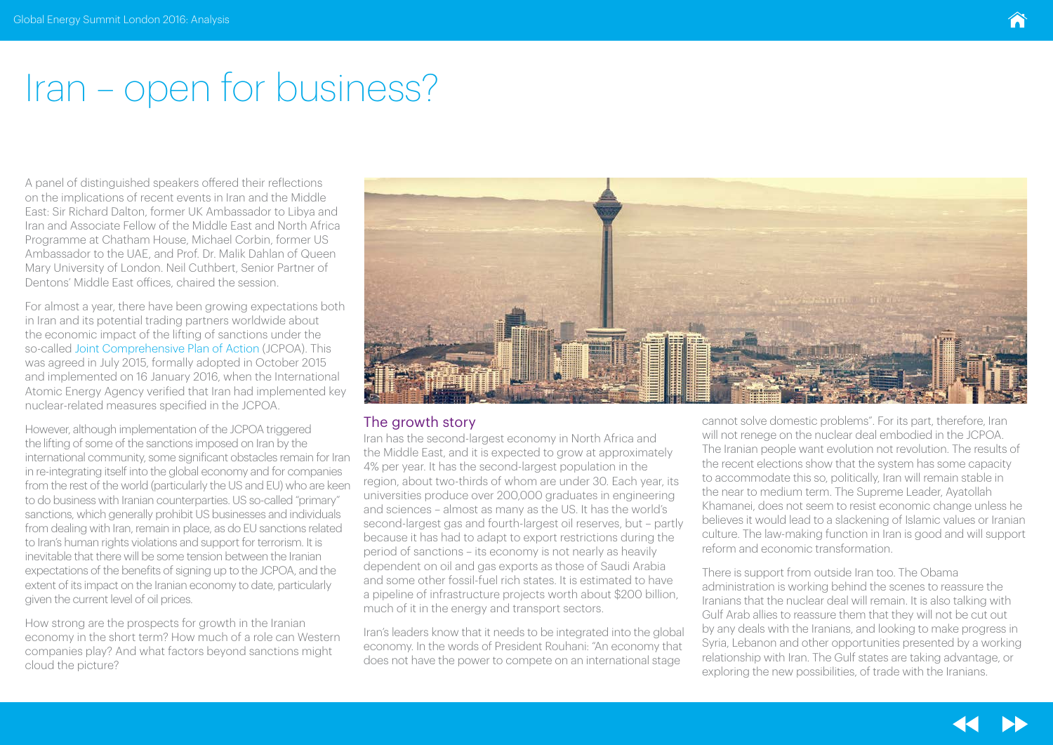# Iran – open for business?

A panel of distinguished speakers offered their reflections on the implications of recent events in Iran and the Middle East: Sir Richard Dalton, former UK Ambassador to Libya and Iran and Associate Fellow of the Middle East and North Africa Programme at Chatham House, Michael Corbin, former US Ambassador to the UAE, and Prof. Dr. Malik Dahlan of Queen Mary University of London. Neil Cuthbert, Senior Partner of Dentons' Middle East offices, chaired the session.

For almost a year, there have been growing expectations both in Iran and its potential trading partners worldwide about the economic impact of the lifting of sanctions under the so-called Joint Comprehensive Plan of Action (JCPOA). This was agreed in July 2015, formally adopted in October 2015 and implemented on 16 January 2016, when the International Atomic Energy Agency verified that Iran had implemented key nuclear-related measures specified in the JCPOA.

However, although implementation of the JCPOA triggered the lifting of some of the sanctions imposed on Iran by the international community, some significant obstacles remain for Iran in re-integrating itself into the global economy and for companies from the rest of the world (particularly the US and EU) who are keen to do business with Iranian counterparties. US so-called "primary" sanctions, which generally prohibit US businesses and individuals from dealing with Iran, remain in place, as do EU sanctions related to Iran's human rights violations and support for terrorism. It is inevitable that there will be some tension between the Iranian expectations of the benefits of signing up to the JCPOA, and the extent of its impact on the Iranian economy to date, particularly given the current level of oil prices.

How strong are the prospects for growth in the Iranian economy in the short term? How much of a role can Western companies play? And what factors beyond sanctions might cloud the picture?

## The growth story

Iran has the second-largest economy in North Africa and the Middle East, and it is expected to grow at approximately 4% per year. It has the second-largest population in the region, about two-thirds of whom are under 30. Each year, its universities produce over 200,000 graduates in engineering and sciences – almost as many as the US. It has the world's second-largest gas and fourth-largest oil reserves, but – partly because it has had to adapt to export restrictions during the period of sanctions – its economy is not nearly as heavily dependent on oil and gas exports as those of Saudi Arabia and some other fossil-fuel rich states. It is estimated to have a pipeline of infrastructure projects worth about $200 billion, much of it in the energy and transport sectors.

Iran's leaders know that it needs to be integrated into the global economy. In the words of President Rouhani: "An economy that does not have the power to compete on an international stage cannot solve domestic problems". For its part, therefore, Iran will not renege on the nuclear deal embodied in the JCPOA. The Iranian people want evolution not revolution. The results of the recent elections show that the system has some capacity to accommodate this so, politically, Iran will remain stable in the near to medium term. The Supreme Leader, Ayatollah Khamanei, does not seem to resist economic change unless he believes it would lead to a slackening of Islamic values or Iranian culture. The law-making function in Iran is good and will support reform and economic transformation.

There is support from outside Iran too. The Obama administration is working behind the scenes to reassure the Iranians that the nuclear deal will remain. It is also talking with Gulf Arab allies to reassure them that they will not be cut out by any deals with the Iranians, and looking to make progress in Syria, Lebanon and other opportunities presented by a working relationship with Iran. The Gulf states are taking advantage, or exploring the new possibilities, of trade with the Iranians.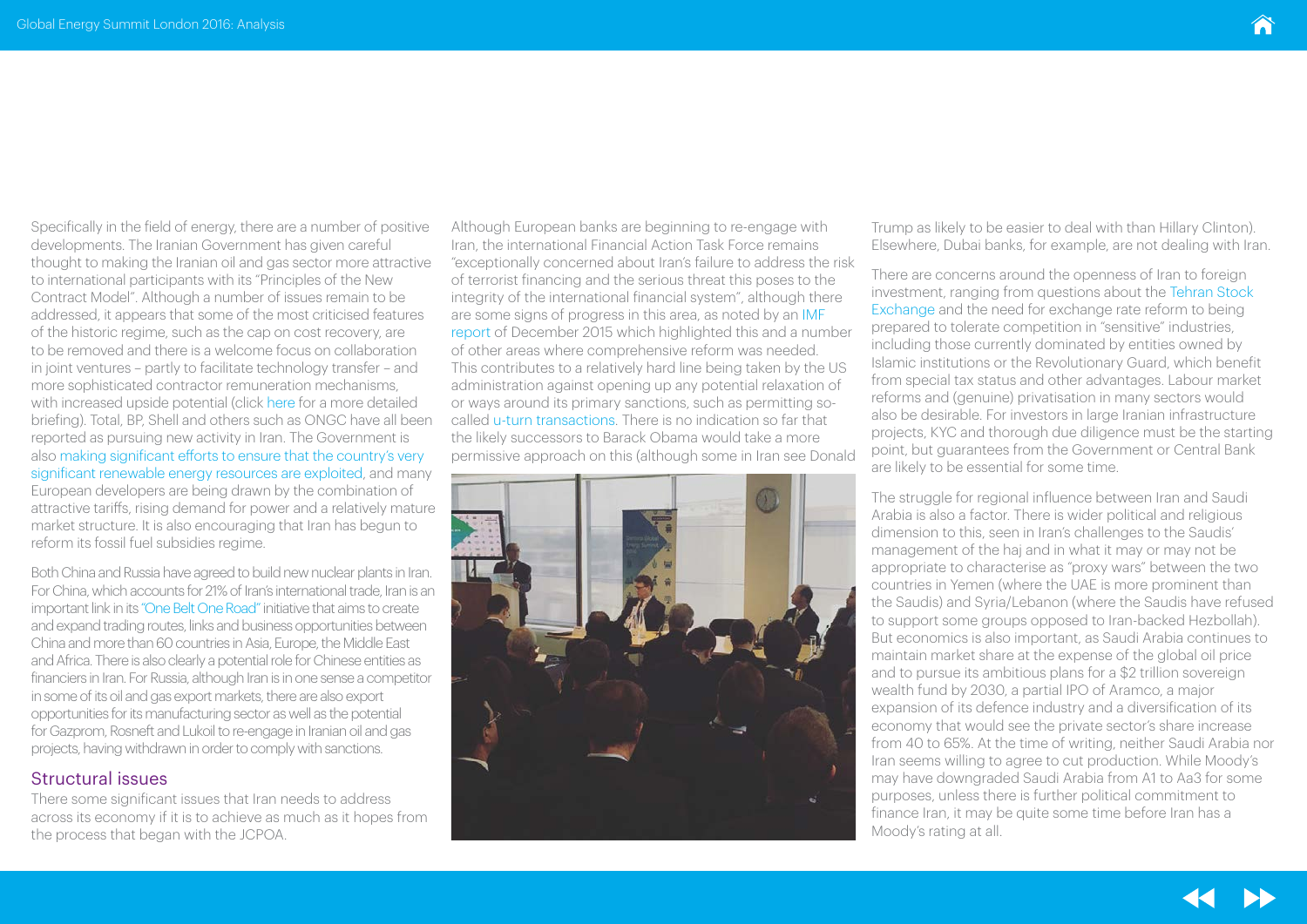Specifically in the field of energy, there are a number of positive developments. The Iranian Government has given careful thought to making the Iranian oil and gas sector more attractive to international participants with its "Principles of the New Contract Model". Although a number of issues remain to be addressed, it appears that some of the most criticised features of the historic regime, such as the cap on cost recovery, are to be removed and there is a welcome focus on collaboration in joint ventures – partly to facilitate technology transfer – and more sophisticated contractor remuneration mechanisms, with increased upside potential (click here for a more detailed briefing). Total, BP, Shell and others such as ONGC have all been reported as pursuing new activity in Iran. The Government is also making significant efforts to ensure that the country's very significant renewable energy resources are exploited, and many European developers are being drawn by the combination of attractive tariffs, rising demand for power and a relatively mature market structure. It is also encouraging that Iran has begun to reform its fossil fuel subsidies regime.

Both China and Russia have agreed to build new nuclear plants in Iran. For China, which accounts for 21% of Iran's international trade, Iran is an important link in its "One Belt One Road" initiative that aims to create and expand trading routes, links and business opportunities between China and more than 60 countries in Asia, Europe, the Middle East and Africa. There is also clearly a potential role for Chinese entities as financiers in Iran. For Russia, although Iran is in one sense a competitor in some of its oil and gas export markets, there are also export opportunities for its manufacturing sector as well as the potential for Gazprom, Rosneft and Lukoil to re-engage in Iranian oil and gas projects, having withdrawn in order to comply with sanctions.

## Structural issues

There some significant issues that Iran needs to address across its economy if it is to achieve as much as it hopes from the process that began with the JCPOA.

Although European banks are beginning to re-engage with Iran, the international Financial Action Task Force remains "exceptionally concerned about Iran's failure to address the risk of terrorist financing and the serious threat this poses to the integrity of the international financial system", although there are some signs of progress in this area, as noted by an IMF report of December 2015 which highlighted this and a number of other areas where comprehensive reform was needed. This contributes to a relatively hard line being taken by the US administration against opening up any potential relaxation of or ways around its primary sanctions, such as permitting so-called u-turn transactions. There is no indication so far that the likely successors to Barack Obama would take a more permissive approach on this (although some in Iran see Donald Trump as likely to be easier to deal with than Hillary Clinton). Elsewhere, Dubai banks, for example, are not dealing with Iran.

There are concerns around the openness of Iran to foreign investment, ranging from questions about the Tehran Stock Exchange and the need for exchange rate reform to being prepared to tolerate competition in "sensitive" industries, including those currently dominated by entities owned by Islamic institutions or the Revolutionary Guard, which benefit from special tax status and other advantages. Labour market reforms and (genuine) privatisation in many sectors would also be desirable. For investors in large Iranian infrastructure projects, KYC and thorough due diligence must be the starting point, but guarantees from the Government or Central Bank are likely to be essential for some time.

The struggle for regional influence between Iran and Saudi Arabia is also a factor. There is wider political and religious dimension to this, seen in Iran's challenges to the Saudis' management of the haj and in what it may or may not be appropriate to characterise as "proxy wars" between the two countries in Yemen (where the UAE is more prominent than the Saudis) and Syria/Lebanon (where the Saudis have refused to support some groups opposed to Iran-backed Hezbollah). But economics is also important, as Saudi Arabia continues to maintain market share at the expense of the global oil price and to pursue its ambitious plans for a $2 trillion sovereign wealth fund by 2030, a partial IPO of Aramco, a major expansion of its defence industry and a diversification of its economy that would see the private sector's share increase from 40 to 65%. At the time of writing, neither Saudi Arabia nor Iran seems willing to agree to cut production. While Moody's may have downgraded Saudi Arabia from A1 to Aa3 for some purposes, unless there is further political commitment to finance Iran, it may be quite some time before Iran has a Moody's rating at all.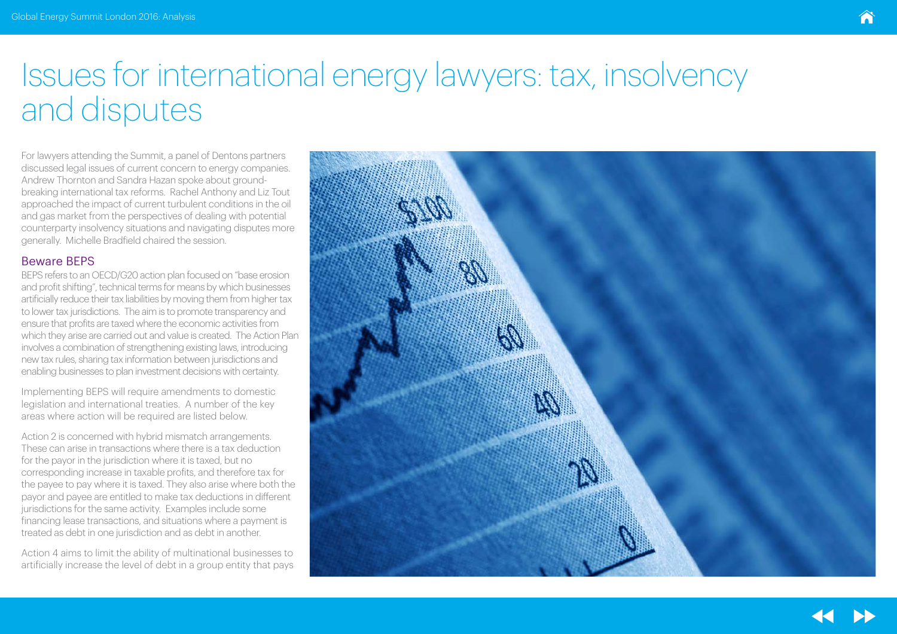# Issues for international energy lawyers: tax, insolvency and disputes

For lawyers attending the Summit, a panel of Dentons partners discussed legal issues of current concern to energy companies. Andrew Thornton and Sandra Hazan spoke about ground-breaking international tax reforms. Rachel Anthony and Liz Tout approached the impact of current turbulent conditions in the oil and gas market from the perspectives of dealing with potential counterparty insolvency situations and navigating disputes more generally. Michelle Bradfield chaired the session.

## Beware BEPS

BEPS refers to an OECD/G20 action plan focused on "base erosion and profit shifting", technical terms for means by which businesses artificially reduce their tax liabilities by moving them from higher tax to lower tax jurisdictions. The aim is to promote transparency and ensure that profits are taxed where the economic activities from which they arise are carried out and value is created. The Action Plan involves a combination of strengthening existing laws, introducing new tax rules, sharing tax information between jurisdictions and enabling businesses to plan investment decisions with certainty.

Implementing BEPS will require amendments to domestic legislation and international treaties. A number of the key areas where action will be required are listed below.

Action 2 is concerned with hybrid mismatch arrangements. These can arise in transactions where there is a tax deduction for the payor in the jurisdiction where it is taxed, but no corresponding increase in taxable profits, and therefore tax for the payee to pay where it is taxed. They also arise where both the payor and payee are entitled to make tax deductions in different jurisdictions for the same activity. Examples include some financing lease transactions, and situations where a payment is treated as debt in one jurisdiction and as debt in another.

Action 4 aims to limit the ability of multinational businesses to artificially increase the level of debt in a group entity that pays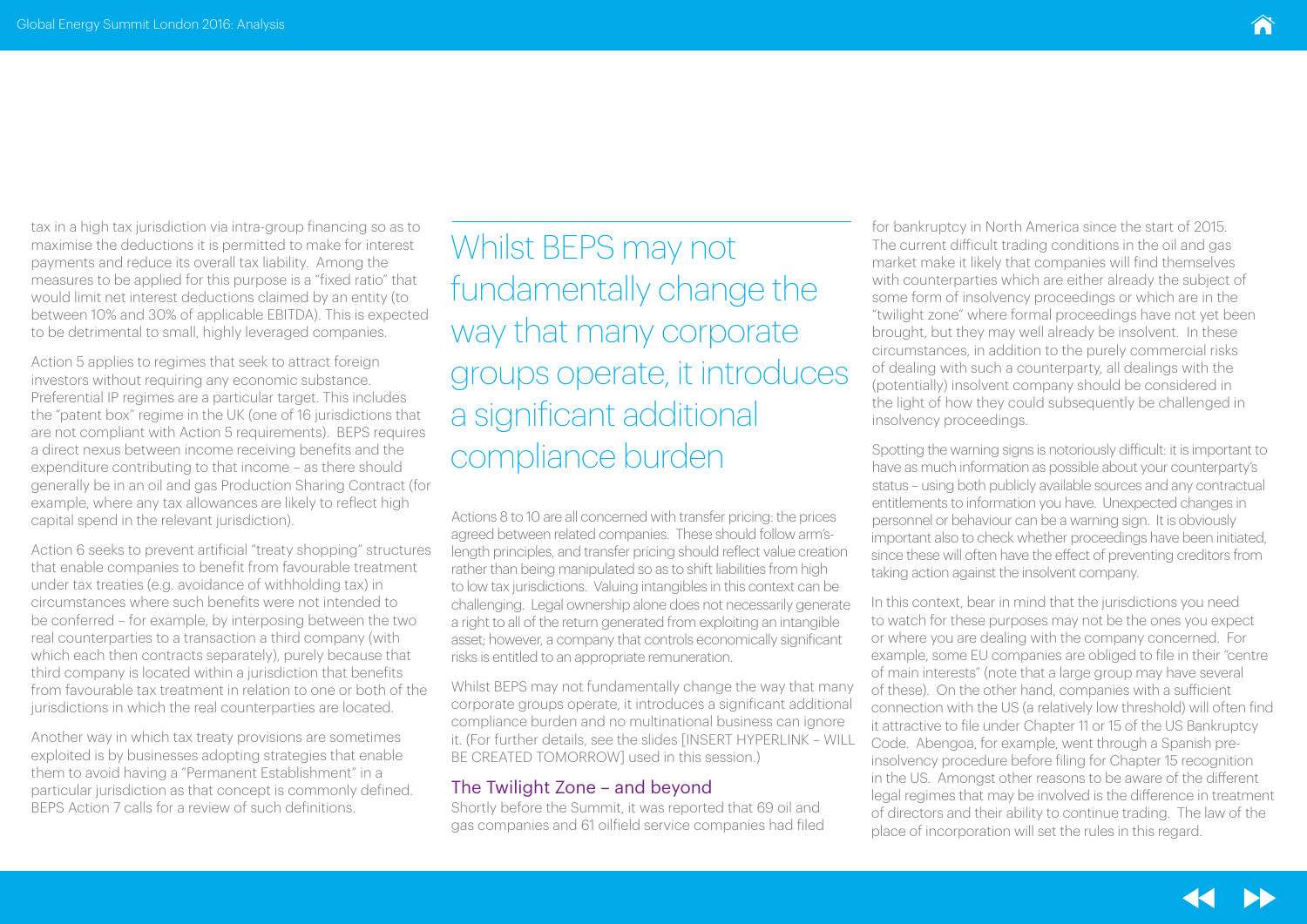tax in a high tax jurisdiction via intra-group financing so as to maximise the deductions it is permitted to make for interest payments and reduce its overall tax liability. Among the measures to be applied for this purpose is a "fixed ratio" that would limit net interest deductions claimed by an entity (to between 10% and 30% of applicable EBITDA). This is expected to be detrimental to small, highly leveraged companies.

Action 5 applies to regimes that seek to attract foreign investors without requiring any economic substance. Preferential IP regimes are a particular target. This includes the "patent box" regime in the UK (one of 16 jurisdictions that are not compliant with Action 5 requirements). BEPS requires a direct nexus between income receiving benefits and the expenditure contributing to that income – as there should generally be in an oil and gas Production Sharing Contract (for example, where any tax allowances are likely to reflect high capital spend in the relevant jurisdiction).

Action 6 seeks to prevent artificial "treaty shopping" structures that enable companies to benefit from favourable treatment under tax treaties (e.g. avoidance of withholding tax) in circumstances where such benefits were not intended to be conferred – for example, by interposing between the two real counterparties to a transaction a third company (with which each then contracts separately), purely because that third company is located within a jurisdiction that benefits from favourable tax treatment in relation to one or both of the jurisdictions in which the real counterparties are located.

Another way in which tax treaty provisions are sometimes exploited is by businesses adopting strategies that enable them to avoid having a "Permanent Establishment" in a particular jurisdiction as that concept is commonly defined. BEPS Action 7 calls for a review of such definitions.

> Whilst BEPS may not fundamentally change the way that many corporate groups operate, it introduces a significant additional compliance burden

Actions 8 to 10 are all concerned with transfer pricing: the prices agreed between related companies. These should follow arm's-length principles, and transfer pricing should reflect value creation rather than being manipulated so as to shift liabilities from high to low tax jurisdictions. Valuing intangibles in this context can be challenging. Legal ownership alone does not necessarily generate a right to all of the return generated from exploiting an intangible asset; however, a company that controls economically significant risks is entitled to an appropriate remuneration.

Whilst BEPS may not fundamentally change the way that many corporate groups operate, it introduces a significant additional compliance burden and no multinational business can ignore it. (For further details, see the slides [INSERT HYPERLINK – WILL BE CREATED TOMORROW] used in this session.)

## The Twilight Zone – and beyond

Shortly before the Summit, it was reported that 69 oil and gas companies and 61 oilfield service companies had filed for bankruptcy in North America since the start of 2015. The current difficult trading conditions in the oil and gas market make it likely that companies will find themselves with counterparties which are either already the subject of some form of insolvency proceedings or which are in the "twilight zone" where formal proceedings have not yet been brought, but they may well already be insolvent. In these circumstances, in addition to the purely commercial risks of dealing with such a counterparty, all dealings with the (potentially) insolvent company should be considered in the light of how they could subsequently be challenged in insolvency proceedings.

Spotting the warning signs is notoriously difficult: it is important to have as much information as possible about your counterparty's status – using both publicly available sources and any contractual entitlements to information you have. Unexpected changes in personnel or behaviour can be a warning sign. It is obviously important also to check whether proceedings have been initiated, since these will often have the effect of preventing creditors from taking action against the insolvent company.

In this context, bear in mind that the jurisdictions you need to watch for these purposes may not be the ones you expect or where you are dealing with the company concerned. For example, some EU companies are obliged to file in their "centre of main interests" (note that a large group may have several of these). On the other hand, companies with a sufficient connection with the US (a relatively low threshold) will often find it attractive to file under Chapter 11 or 15 of the US Bankruptcy Code. Abengoa, for example, went through a Spanish pre-insolvency procedure before filing for Chapter 15 recognition in the US. Amongst other reasons to be aware of the different legal regimes that may be involved is the difference in treatment of directors and their ability to continue trading. The law of the place of incorporation will set the rules in this regard.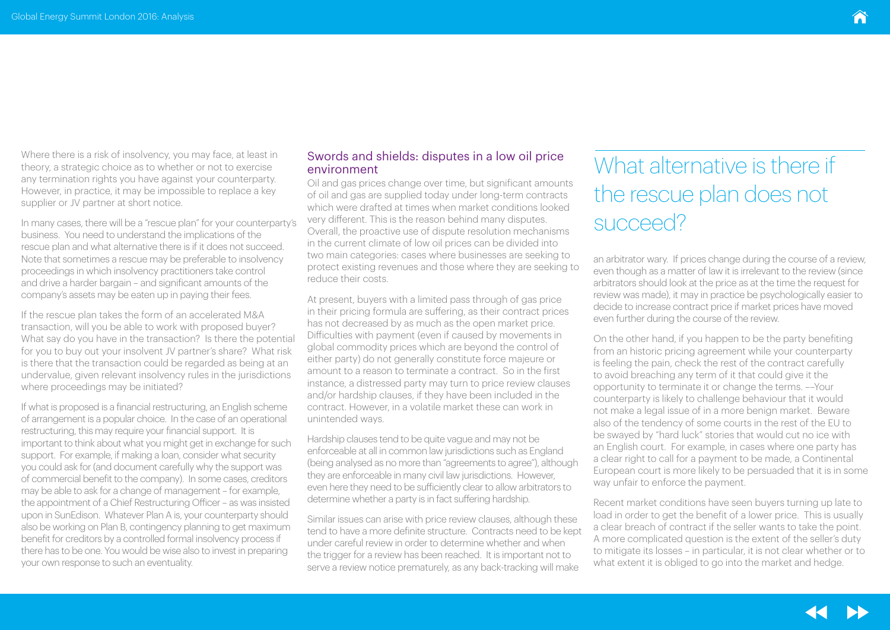Where there is a risk of insolvency, you may face, at least in theory, a strategic choice as to whether or not to exercise any termination rights you have against your counterparty. However, in practice, it may be impossible to replace a key supplier or JV partner at short notice.

In many cases, there will be a "rescue plan" for your counterparty's business. You need to understand the implications of the rescue plan and what alternative there is if it does not succeed. Note that sometimes a rescue may be preferable to insolvency proceedings in which insolvency practitioners take control and drive a harder bargain – and significant amounts of the company's assets may be eaten up in paying their fees.

If the rescue plan takes the form of an accelerated M&A transaction, will you be able to work with proposed buyer? What say do you have in the transaction? Is there the potential for you to buy out your insolvent JV partner's share? What risk is there that the transaction could be regarded as being at an undervalue, given relevant insolvency rules in the jurisdictions where proceedings may be initiated?

If what is proposed is a financial restructuring, an English scheme of arrangement is a popular choice. In the case of an operational restructuring, this may require your financial support. It is important to think about what you might get in exchange for such support. For example, if making a loan, consider what security you could ask for (and document carefully why the support was of commercial benefit to the company). In some cases, creditors may be able to ask for a change of management – for example, the appointment of a Chief Restructuring Officer – as was insisted upon in SunEdison. Whatever Plan A is, your counterparty should also be working on Plan B, contingency planning to get maximum benefit for creditors by a controlled formal insolvency process if there has to be one. You would be wise also to invest in preparing your own response to such an eventuality.

## Swords and shields: disputes in a low oil price environment

Oil and gas prices change over time, but significant amounts of oil and gas are supplied today under long-term contracts which were drafted at times when market conditions looked very different. This is the reason behind many disputes. Overall, the proactive use of dispute resolution mechanisms in the current climate of low oil prices can be divided into two main categories: cases where businesses are seeking to protect existing revenues and those where they are seeking to reduce their costs.

At present, buyers with a limited pass through of gas price in their pricing formula are suffering, as their contract prices has not decreased by as much as the open market price. Difficulties with payment (even if caused by movements in global commodity prices which are beyond the control of either party) do not generally constitute force majeure or amount to a reason to terminate a contract. So in the first instance, a distressed party may turn to price review clauses and/or hardship clauses, if they have been included in the contract. However, in a volatile market these can work in unintended ways.

Hardship clauses tend to be quite vague and may not be enforceable at all in common law jurisdictions such as England (being analysed as no more than "agreements to agree"), although they are enforceable in many civil law jurisdictions. However, even here they need to be sufficiently clear to allow arbitrators to determine whether a party is in fact suffering hardship.

Similar issues can arise with price review clauses, although these tend to have a more definite structure. Contracts need to be kept under careful review in order to determine whether and when the trigger for a review has been reached. It is important not to serve a review notice prematurely, as any back-tracking will make an arbitrator wary. If prices change during the course of a review, even though as a matter of law it is irrelevant to the review (since arbitrators should look at the price as at the time the request for review was made), it may in practice be psychologically easier to decide to increase contract price if market prices have moved even further during the course of the review.

> What alternative is there if the rescue plan does not succeed?

On the other hand, if you happen to be the party benefiting from an historic pricing agreement while your counterparty is feeling the pain, check the rest of the contract carefully to avoid breaching any term of it that could give it the opportunity to terminate it or change the terms. ––Your counterparty is likely to challenge behaviour that it would not make a legal issue of in a more benign market. Beware also of the tendency of some courts in the rest of the EU to be swayed by "hard luck" stories that would cut no ice with an English court. For example, in cases where one party has a clear right to call for a payment to be made, a Continental European court is more likely to be persuaded that it is in some way unfair to enforce the payment.

Recent market conditions have seen buyers turning up late to load in order to get the benefit of a lower price. This is usually a clear breach of contract if the seller wants to take the point. A more complicated question is the extent of the seller's duty to mitigate its losses – in particular, it is not clear whether or to what extent it is obliged to go into the market and hedge.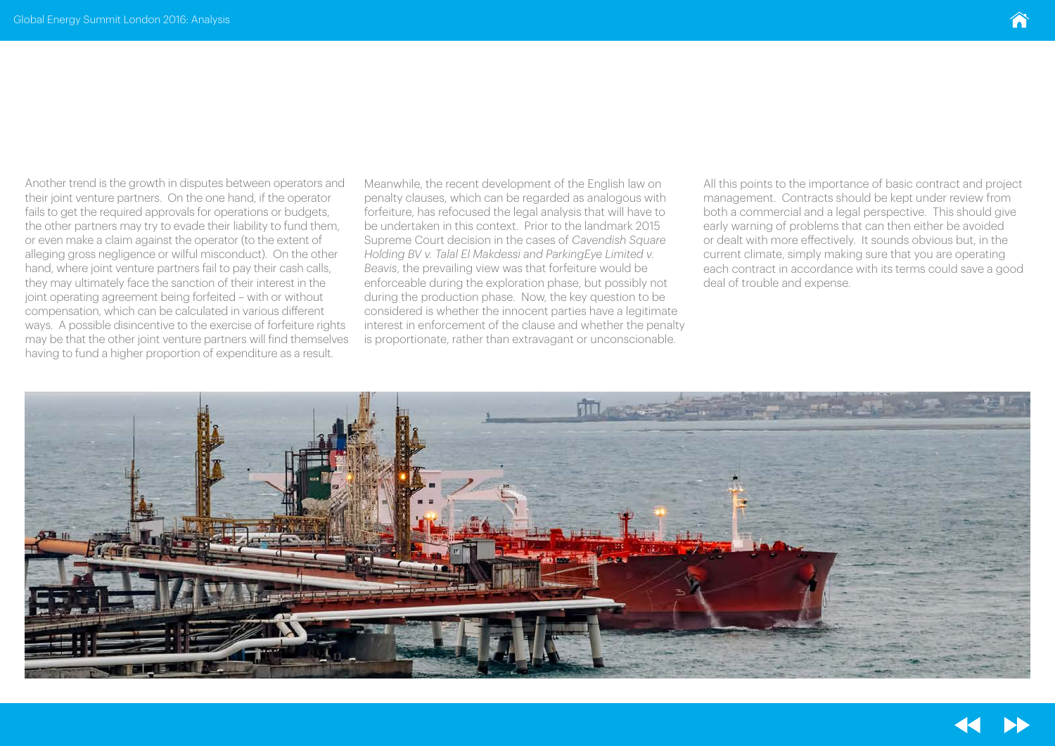Another trend is the growth in disputes between operators and their joint venture partners. On the one hand, if the operator fails to get the required approvals for operations or budgets, the other partners may try to evade their liability to fund them, or even make a claim against the operator (to the extent of alleging gross negligence or wilful misconduct). On the other hand, where joint venture partners fail to pay their cash calls, they may ultimately face the sanction of their interest in the joint operating agreement being forfeited – with or without compensation, which can be calculated in various different ways. A possible disincentive to the exercise of forfeiture rights may be that the other joint venture partners will find themselves having to fund a higher proportion of expenditure as a result.

Meanwhile, the recent development of the English law on penalty clauses, which can be regarded as analogous with forfeiture, has refocused the legal analysis that will have to be undertaken in this context. Prior to the landmark 2015 Supreme Court decision in the cases of *Cavendish Square Holding BV v. Talal El Makdessi and ParkingEye Limited v. Beavis*, the prevailing view was that forfeiture would be enforceable during the exploration phase, but possibly not during the production phase. Now, the key question to be considered is whether the innocent parties have a legitimate interest in enforcement of the clause and whether the penalty is proportionate, rather than extravagant or unconscionable.

All this points to the importance of basic contract and project management. Contracts should be kept under review from both a commercial and a legal perspective. This should give early warning of problems that can then either be avoided or dealt with more effectively. It sounds obvious but, in the current climate, simply making sure that you are operating each contract in accordance with its terms could save a good deal of trouble and expense.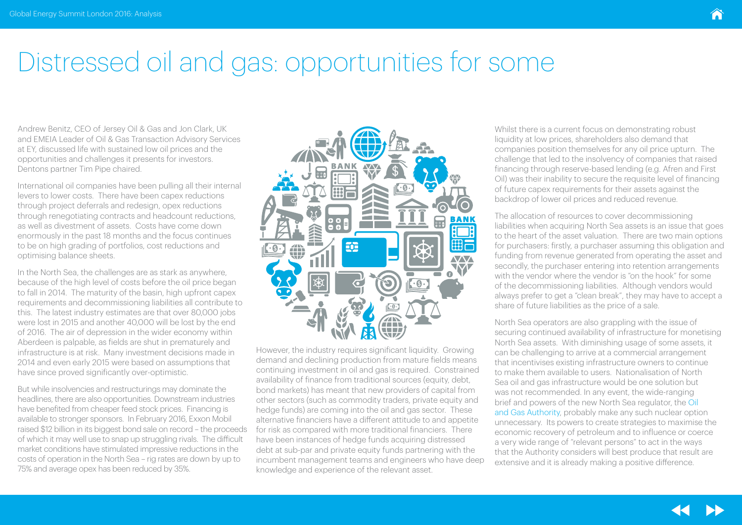# Distressed oil and gas: opportunities for some

Andrew Benitz, CEO of Jersey Oil & Gas and Jon Clark, UK and EMEIA Leader of Oil & Gas Transaction Advisory Services at EY, discussed life with sustained low oil prices and the opportunities and challenges it presents for investors. Dentons partner Tim Pipe chaired.

International oil companies have been pulling all their internal levers to lower costs. There have been capex reductions through project deferrals and redesign, opex reductions through renegotiating contracts and headcount reductions, as well as divestment of assets. Costs have come down enormously in the past 18 months and the focus continues to be on high grading of portfolios, cost reductions and optimising balance sheets.

In the North Sea, the challenges are as stark as anywhere, because of the high level of costs before the oil price began to fall in 2014. The maturity of the basin, high upfront capex requirements and decommissioning liabilities all contribute to this. The latest industry estimates are that over 80,000 jobs were lost in 2015 and another 40,000 will be lost by the end of 2016. The air of depression in the wider economy within Aberdeen is palpable, as fields are shut in prematurely and infrastructure is at risk. Many investment decisions made in 2014 and even early 2015 were based on assumptions that have since proved significantly over-optimistic.

But while insolvencies and restructurings may dominate the headlines, there are also opportunities. Downstream industries have benefited from cheaper feed stock prices. Financing is available to stronger sponsors. In February 2016, Exxon Mobil raised $12 billion in its biggest bond sale on record – the proceeds of which it may well use to snap up struggling rivals. The difficult market conditions have stimulated impressive reductions in the costs of operation in the North Sea – rig rates are down by up to 75% and average opex has been reduced by 35%.

However, the industry requires significant liquidity. Growing demand and declining production from mature fields means continuing investment in oil and gas is required. Constrained availability of finance from traditional sources (equity, debt, bond markets) has meant that new providers of capital from other sectors (such as commodity traders, private equity and hedge funds) are coming into the oil and gas sector. These alternative financiers have a different attitude to and appetite for risk as compared with more traditional financiers. There have been instances of hedge funds acquiring distressed debt at sub-par and private equity funds partnering with the incumbent management teams and engineers who have deep knowledge and experience of the relevant asset.

Whilst there is a current focus on demonstrating robust liquidity at low prices, shareholders also demand that companies position themselves for any oil price upturn. The challenge that led to the insolvency of companies that raised financing through reserve-based lending (e.g. Afren and First Oil) was their inability to secure the requisite level of financing of future capex requirements for their assets against the backdrop of lower oil prices and reduced revenue.

The allocation of resources to cover decommissioning liabilities when acquiring North Sea assets is an issue that goes to the heart of the asset valuation. There are two main options for purchasers: firstly, a purchaser assuming this obligation and funding from revenue generated from operating the asset and secondly, the purchaser entering into retention arrangements with the vendor where the vendor is "on the hook" for some of the decommissioning liabilities. Although vendors would always prefer to get a "clean break", they may have to accept a share of future liabilities as the price of a sale.

North Sea operators are also grappling with the issue of securing continued availability of infrastructure for monetising North Sea assets. With diminishing usage of some assets, it can be challenging to arrive at a commercial arrangement that incentivises existing infrastructure owners to continue to make them available to users. Nationalisation of North Sea oil and gas infrastructure would be one solution but was not recommended. In any event, the wide-ranging brief and powers of the new North Sea regulator, the Oil and Gas Authority, probably make any such nuclear option unnecessary. Its powers to create strategies to maximise the economic recovery of petroleum and to influence or coerce a very wide range of "relevant persons" to act in the ways that the Authority considers will best produce that result are extensive and it is already making a positive difference.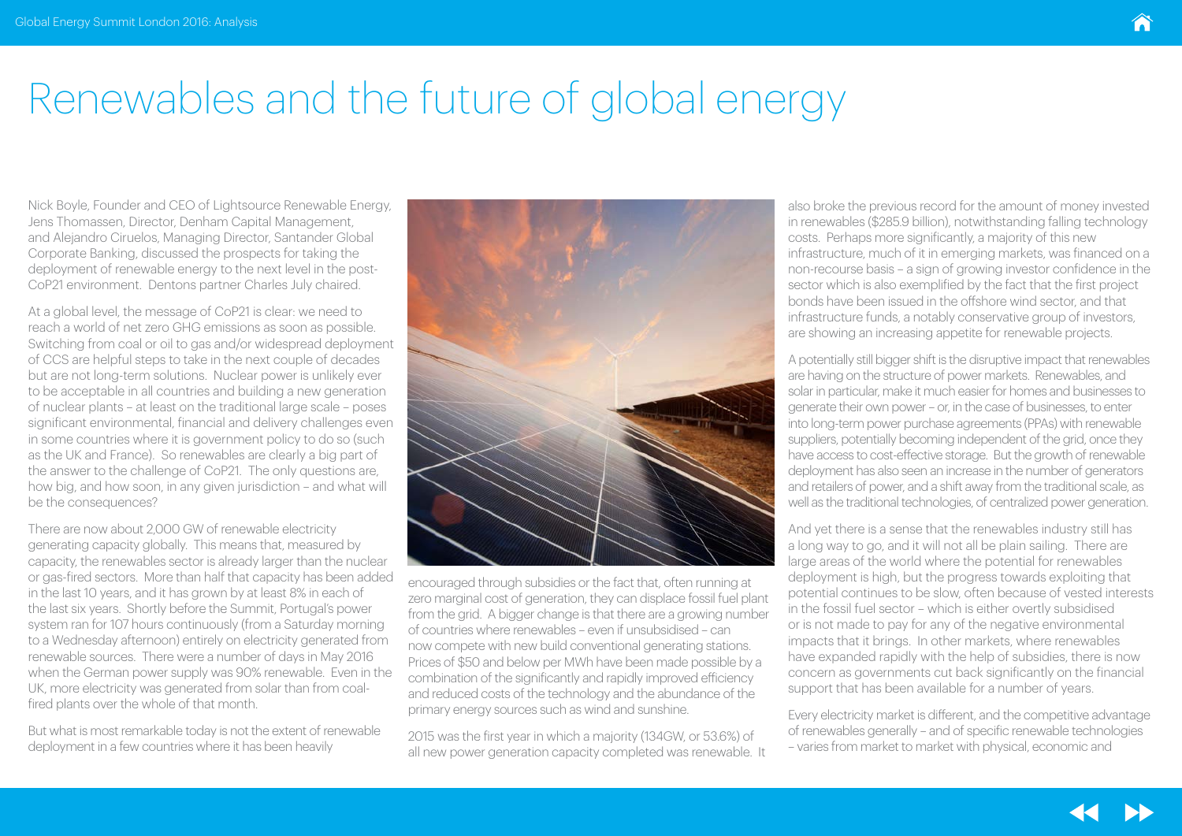# Renewables and the future of global energy

Nick Boyle, Founder and CEO of Lightsource Renewable Energy, Jens Thomassen, Director, Denham Capital Management, and Alejandro Ciruelos, Managing Director, Santander Global Corporate Banking, discussed the prospects for taking the deployment of renewable energy to the next level in the post-CoP21 environment. Dentons partner Charles July chaired.

At a global level, the message of CoP21 is clear: we need to reach a world of net zero GHG emissions as soon as possible. Switching from coal or oil to gas and/or widespread deployment of CCS are helpful steps to take in the next couple of decades but are not long-term solutions. Nuclear power is unlikely ever to be acceptable in all countries and building a new generation of nuclear plants – at least on the traditional large scale – poses significant environmental, financial and delivery challenges even in some countries where it is government policy to do so (such as the UK and France). So renewables are clearly a big part of the answer to the challenge of CoP21. The only questions are, how big, and how soon, in any given jurisdiction – and what will be the consequences?

There are now about 2,000 GW of renewable electricity generating capacity globally. This means that, measured by capacity, the renewables sector is already larger than the nuclear or gas-fired sectors. More than half that capacity has been added in the last 10 years, and it has grown by at least 8% in each of the last six years. Shortly before the Summit, Portugal's power system ran for 107 hours continuously (from a Saturday morning to a Wednesday afternoon) entirely on electricity generated from renewable sources. There were a number of days in May 2016 when the German power supply was 90% renewable. Even in the UK, more electricity was generated from solar than from coal-fired plants over the whole of that month.

But what is most remarkable today is not the extent of renewable deployment in a few countries where it has been heavily encouraged through subsidies or the fact that, often running at zero marginal cost of generation, they can displace fossil fuel plant from the grid. A bigger change is that there are a growing number of countries where renewables – even if unsubsidised – can now compete with new build conventional generating stations. Prices of $50 and below per MWh have been made possible by a combination of the significantly and rapidly improved efficiency and reduced costs of the technology and the abundance of the primary energy sources such as wind and sunshine.

2015 was the first year in which a majority (134GW, or 53.6%) of all new power generation capacity completed was renewable. It also broke the previous record for the amount of money invested in renewables ($285.9 billion), notwithstanding falling technology costs. Perhaps more significantly, a majority of this new infrastructure, much of it in emerging markets, was financed on a non-recourse basis – a sign of growing investor confidence in the sector which is also exemplified by the fact that the first project bonds have been issued in the offshore wind sector, and that infrastructure funds, a notably conservative group of investors, are showing an increasing appetite for renewable projects.

A potentially still bigger shift is the disruptive impact that renewables are having on the structure of power markets. Renewables, and solar in particular, make it much easier for homes and businesses to generate their own power – or, in the case of businesses, to enter into long-term power purchase agreements (PPAs) with renewable suppliers, potentially becoming independent of the grid, once they have access to cost-effective storage. But the growth of renewable deployment has also seen an increase in the number of generators and retailers of power, and a shift away from the traditional scale, as well as the traditional technologies, of centralized power generation.

And yet there is a sense that the renewables industry still has a long way to go, and it will not all be plain sailing. There are large areas of the world where the potential for renewables deployment is high, but the progress towards exploiting that potential continues to be slow, often because of vested interests in the fossil fuel sector – which is either overtly subsidised or is not made to pay for any of the negative environmental impacts that it brings. In other markets, where renewables have expanded rapidly with the help of subsidies, there is now concern as governments cut back significantly on the financial support that has been available for a number of years.

Every electricity market is different, and the competitive advantage of renewables generally – and of specific renewable technologies – varies from market to market with physical, economic and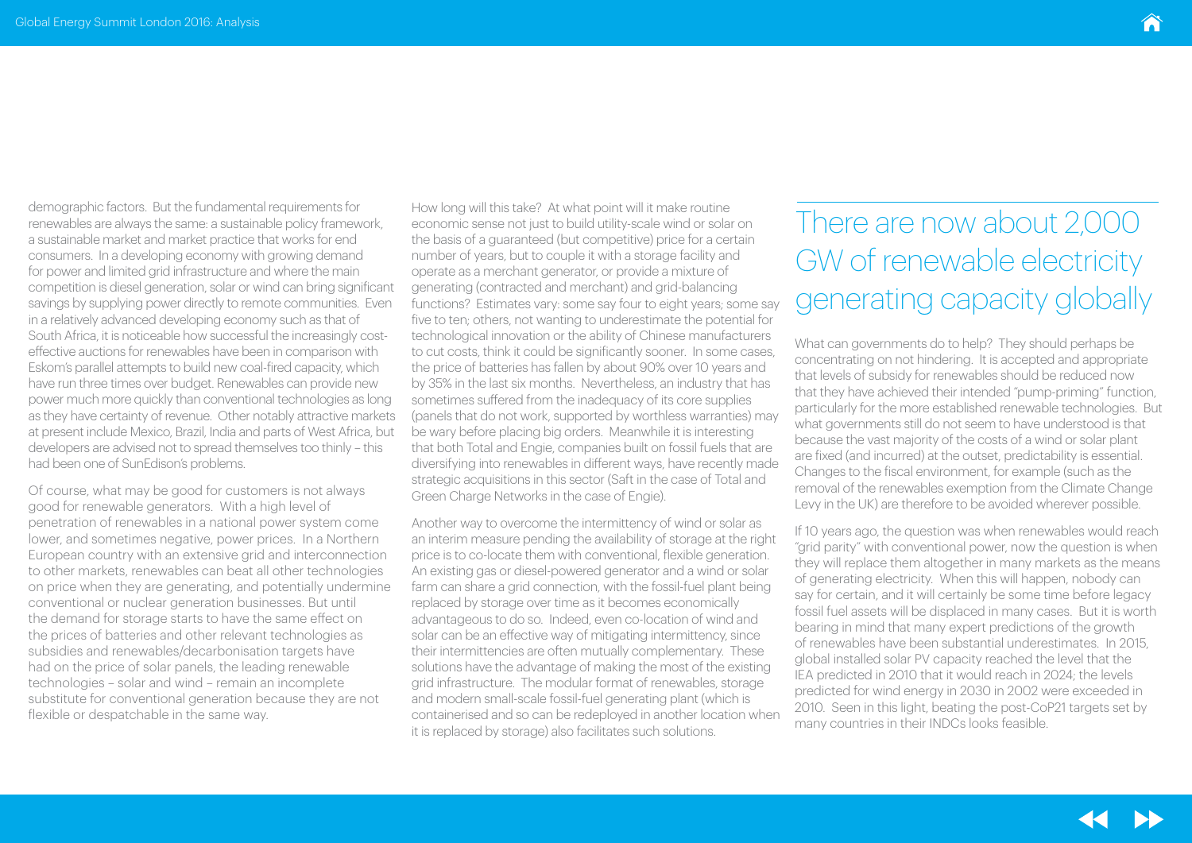demographic factors. But the fundamental requirements for renewables are always the same: a sustainable policy framework, a sustainable market and market practice that works for end consumers. In a developing economy with growing demand for power and limited grid infrastructure and where the main competition is diesel generation, solar or wind can bring significant savings by supplying power directly to remote communities. Even in a relatively advanced developing economy such as that of South Africa, it is noticeable how successful the increasingly cost-effective auctions for renewables have been in comparison with Eskom's parallel attempts to build new coal-fired capacity, which have run three times over budget. Renewables can provide new power much more quickly than conventional technologies as long as they have certainty of revenue. Other notably attractive markets at present include Mexico, Brazil, India and parts of West Africa, but developers are advised not to spread themselves too thinly – this had been one of SunEdison's problems.

Of course, what may be good for customers is not always good for renewable generators. With a high level of penetration of renewables in a national power system come lower, and sometimes negative, power prices. In a Northern European country with an extensive grid and interconnection to other markets, renewables can beat all other technologies on price when they are generating, and potentially undermine conventional or nuclear generation businesses. But until the demand for storage starts to have the same effect on the prices of batteries and other relevant technologies as subsidies and renewables/decarbonisation targets have had on the price of solar panels, the leading renewable technologies – solar and wind – remain an incomplete substitute for conventional generation because they are not flexible or despatchable in the same way.

How long will this take? At what point will it make routine economic sense not just to build utility-scale wind or solar on the basis of a guaranteed (but competitive) price for a certain number of years, but to couple it with a storage facility and operate as a merchant generator, or provide a mixture of generating (contracted and merchant) and grid-balancing functions? Estimates vary: some say four to eight years; some say five to ten; others, not wanting to underestimate the potential for technological innovation or the ability of Chinese manufacturers to cut costs, think it could be significantly sooner. In some cases, the price of batteries has fallen by about 90% over 10 years and by 35% in the last six months. Nevertheless, an industry that has sometimes suffered from the inadequacy of its core supplies (panels that do not work, supported by worthless warranties) may be wary before placing big orders. Meanwhile it is interesting that both Total and Engie, companies built on fossil fuels that are diversifying into renewables in different ways, have recently made strategic acquisitions in this sector (Saft in the case of Total and Green Charge Networks in the case of Engie).

Another way to overcome the intermittency of wind or solar as an interim measure pending the availability of storage at the right price is to co-locate them with conventional, flexible generation. An existing gas or diesel-powered generator and a wind or solar farm can share a grid connection, with the fossil-fuel plant being replaced by storage over time as it becomes economically advantageous to do so. Indeed, even co-location of wind and solar can be an effective way of mitigating intermittency, since their intermittencies are often mutually complementary. These solutions have the advantage of making the most of the existing grid infrastructure. The modular format of renewables, storage and modern small-scale fossil-fuel generating plant (which is containerised and so can be redeployed in another location when it is replaced by storage) also facilitates such solutions.

## There are now about 2,000 GW of renewable electricity generating capacity globally

What can governments do to help? They should perhaps be concentrating on not hindering. It is accepted and appropriate that levels of subsidy for renewables should be reduced now that they have achieved their intended "pump-priming" function, particularly for the more established renewable technologies. But what governments still do not seem to have understood is that because the vast majority of the costs of a wind or solar plant are fixed (and incurred) at the outset, predictability is essential. Changes to the fiscal environment, for example (such as the removal of the renewables exemption from the Climate Change Levy in the UK) are therefore to be avoided wherever possible.

If 10 years ago, the question was when renewables would reach "grid parity" with conventional power, now the question is when they will replace them altogether in many markets as the means of generating electricity. When this will happen, nobody can say for certain, and it will certainly be some time before legacy fossil fuel assets will be displaced in many cases. But it is worth bearing in mind that many expert predictions of the growth of renewables have been substantial underestimates. In 2015, global installed solar PV capacity reached the level that the IEA predicted in 2010 that it would reach in 2024; the levels predicted for wind energy in 2030 in 2002 were exceeded in 2010. Seen in this light, beating the post-CoP21 targets set by many countries in their INDCs looks feasible.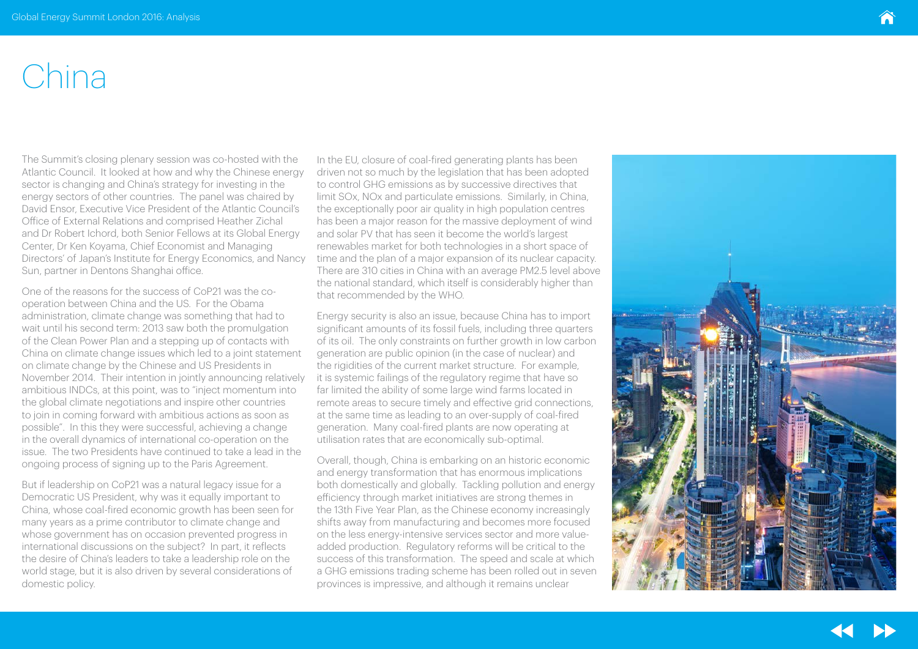# China

The Summit's closing plenary session was co-hosted with the Atlantic Council. It looked at how and why the Chinese energy sector is changing and China's strategy for investing in the energy sectors of other countries. The panel was chaired by David Ensor, Executive Vice President of the Atlantic Council's Office of External Relations and comprised Heather Zichal and Dr Robert Ichord, both Senior Fellows at its Global Energy Center, Dr Ken Koyama, Chief Economist and Managing Directors' of Japan's Institute for Energy Economics, and Nancy Sun, partner in Dentons Shanghai office.

One of the reasons for the success of CoP21 was the co-operation between China and the US. For the Obama administration, climate change was something that had to wait until his second term: 2013 saw both the promulgation of the Clean Power Plan and a stepping up of contacts with China on climate change issues which led to a joint statement on climate change by the Chinese and US Presidents in November 2014. Their intention in jointly announcing relatively ambitious INDCs, at this point, was to "inject momentum into the global climate negotiations and inspire other countries to join in coming forward with ambitious actions as soon as possible". In this they were successful, achieving a change in the overall dynamics of international co-operation on the issue. The two Presidents have continued to take a lead in the ongoing process of signing up to the Paris Agreement.

But if leadership on CoP21 was a natural legacy issue for a Democratic US President, why was it equally important to China, whose coal-fired economic growth has been seen for many years as a prime contributor to climate change and whose government has on occasion prevented progress in international discussions on the subject? In part, it reflects the desire of China's leaders to take a leadership role on the world stage, but it is also driven by several considerations of domestic policy.

In the EU, closure of coal-fired generating plants has been driven not so much by the legislation that has been adopted to control GHG emissions as by successive directives that limit SOx, NOx and particulate emissions. Similarly, in China, the exceptionally poor air quality in high population centres has been a major reason for the massive deployment of wind and solar PV that has seen it become the world's largest renewables market for both technologies in a short space of time and the plan of a major expansion of its nuclear capacity. There are 310 cities in China with an average PM2.5 level above the national standard, which itself is considerably higher than that recommended by the WHO.

Energy security is also an issue, because China has to import significant amounts of its fossil fuels, including three quarters of its oil. The only constraints on further growth in low carbon generation are public opinion (in the case of nuclear) and the rigidities of the current market structure. For example, it is systemic failings of the regulatory regime that have so far limited the ability of some large wind farms located in remote areas to secure timely and effective grid connections, at the same time as leading to an over-supply of coal-fired generation. Many coal-fired plants are now operating at utilisation rates that are economically sub-optimal.

Overall, though, China is embarking on an historic economic and energy transformation that has enormous implications both domestically and globally. Tackling pollution and energy efficiency through market initiatives are strong themes in the 13th Five Year Plan, as the Chinese economy increasingly shifts away from manufacturing and becomes more focused on the less energy-intensive services sector and more value-added production. Regulatory reforms will be critical to the success of this transformation. The speed and scale at which a GHG emissions trading scheme has been rolled out in seven provinces is impressive, and although it remains unclear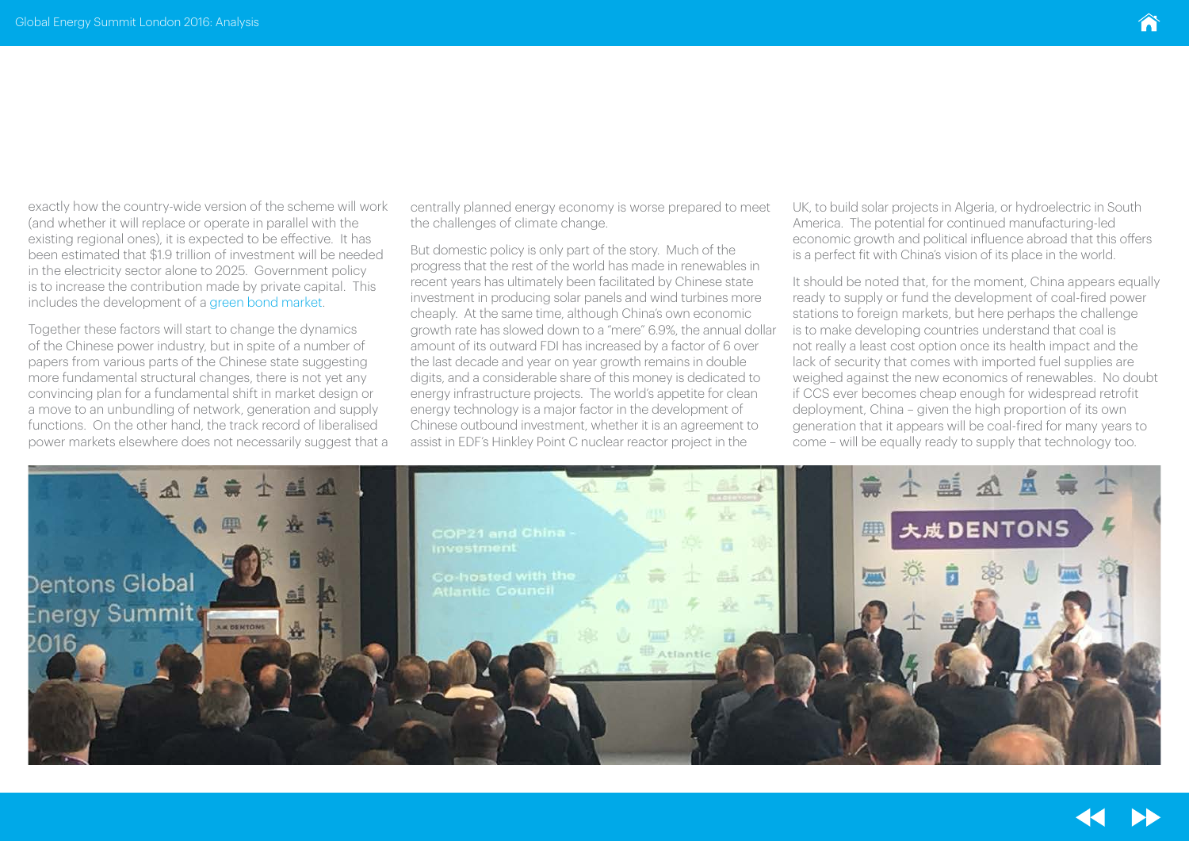exactly how the country-wide version of the scheme will work (and whether it will replace or operate in parallel with the existing regional ones), it is expected to be effective. It has been estimated that $1.9 trillion of investment will be needed in the electricity sector alone to 2025. Government policy is to increase the contribution made by private capital. This includes the development of a green bond market.

Together these factors will start to change the dynamics of the Chinese power industry, but in spite of a number of papers from various parts of the Chinese state suggesting more fundamental structural changes, there is not yet any convincing plan for a fundamental shift in market design or a move to an unbundling of network, generation and supply functions. On the other hand, the track record of liberalised power markets elsewhere does not necessarily suggest that a centrally planned energy economy is worse prepared to meet the challenges of climate change.

But domestic policy is only part of the story. Much of the progress that the rest of the world has made in renewables in recent years has ultimately been facilitated by Chinese state investment in producing solar panels and wind turbines more cheaply. At the same time, although China's own economic growth rate has slowed down to a "mere" 6.9%, the annual dollar amount of its outward FDI has increased by a factor of 6 over the last decade and year on year growth remains in double digits, and a considerable share of this money is dedicated to energy infrastructure projects. The world's appetite for clean energy technology is a major factor in the development of Chinese outbound investment, whether it is an agreement to assist in EDF's Hinkley Point C nuclear reactor project in the UK, to build solar projects in Algeria, or hydroelectric in South America. The potential for continued manufacturing-led economic growth and political influence abroad that this offers is a perfect fit with China's vision of its place in the world.

It should be noted that, for the moment, China appears equally ready to supply or fund the development of coal-fired power stations to foreign markets, but here perhaps the challenge is to make developing countries understand that coal is not really a least cost option once its health impact and the lack of security that comes with imported fuel supplies are weighed against the new economics of renewables. No doubt if CCS ever becomes cheap enough for widespread retrofit deployment, China – given the high proportion of its own generation that it appears will be coal-fired for many years to come – will be equally ready to supply that technology too.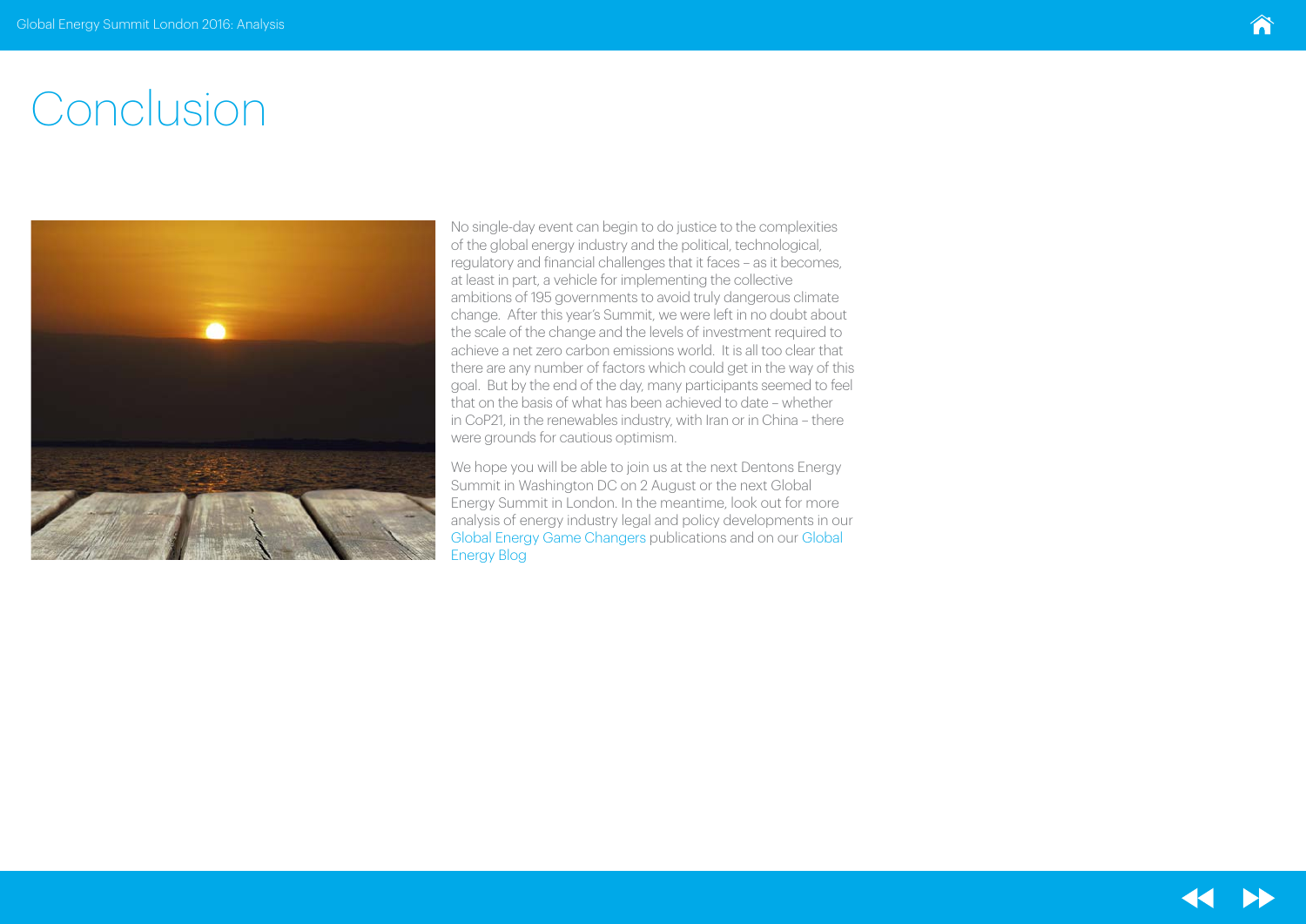# Conclusion

No single-day event can begin to do justice to the complexities of the global energy industry and the political, technological, regulatory and financial challenges that it faces – as it becomes, at least in part, a vehicle for implementing the collective ambitions of 195 governments to avoid truly dangerous climate change. After this year's Summit, we were left in no doubt about the scale of the change and the levels of investment required to achieve a net zero carbon emissions world. It is all too clear that there are any number of factors which could get in the way of this goal. But by the end of the day, many participants seemed to feel that on the basis of what has been achieved to date – whether in CoP21, in the renewables industry, with Iran or in China – there were grounds for cautious optimism.

We hope you will be able to join us at the next Dentons Energy Summit in Washington DC on 2 August or the next Global Energy Summit in London. In the meantime, look out for more analysis of energy industry legal and policy developments in our Global Energy Game Changers publications and on our Global Energy Blog